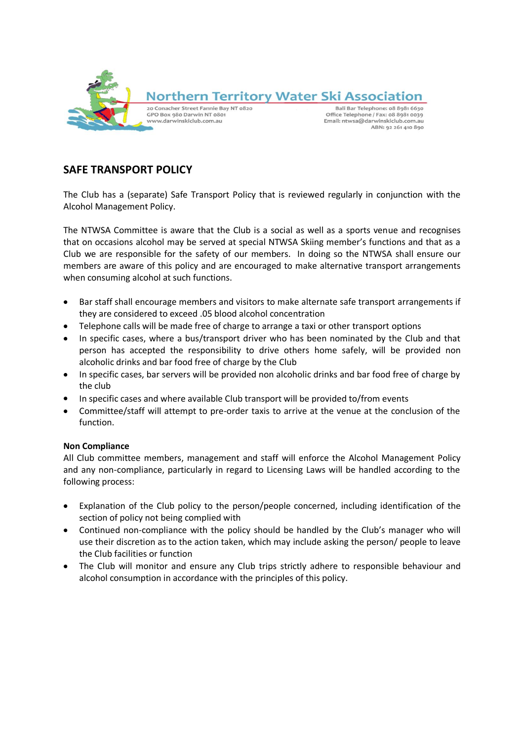Northern Territory Water Ski Association

20 Conacher Street Fannie Bay NT 0820
GPO Box 980 Darwin NT 0801
www.darwinskiclub.com.au

Bali Bar Telephone: 08 8981 6630
Office Telephone / Fax: 08 8981 0039
Email: ntwsa@darwinskiclub.com.au
ABN: 92 261 410 890

## SAFE TRANSPORT POLICY

The Club has a (separate) Safe Transport Policy that is reviewed regularly in conjunction with the Alcohol Management Policy.

The NTWSA Committee is aware that the Club is a social as well as a sports venue and recognises that on occasions alcohol may be served at special NTWSA Skiing member's functions and that as a Club we are responsible for the safety of our members. In doing so the NTWSA shall ensure our members are aware of this policy and are encouraged to make alternative transport arrangements when consuming alcohol at such functions.

- Bar staff shall encourage members and visitors to make alternate safe transport arrangements if they are considered to exceed .05 blood alcohol concentration
- Telephone calls will be made free of charge to arrange a taxi or other transport options
- In specific cases, where a bus/transport driver who has been nominated by the Club and that person has accepted the responsibility to drive others home safely, will be provided non alcoholic drinks and bar food free of charge by the Club
- In specific cases, bar servers will be provided non alcoholic drinks and bar food free of charge by the club
- In specific cases and where available Club transport will be provided to/from events
- Committee/staff will attempt to pre-order taxis to arrive at the venue at the conclusion of the function.

**Non Compliance**

All Club committee members, management and staff will enforce the Alcohol Management Policy and any non-compliance, particularly in regard to Licensing Laws will be handled according to the following process:

- Explanation of the Club policy to the person/people concerned, including identification of the section of policy not being complied with
- Continued non-compliance with the policy should be handled by the Club's manager who will use their discretion as to the action taken, which may include asking the person/ people to leave the Club facilities or function
- The Club will monitor and ensure any Club trips strictly adhere to responsible behaviour and alcohol consumption in accordance with the principles of this policy.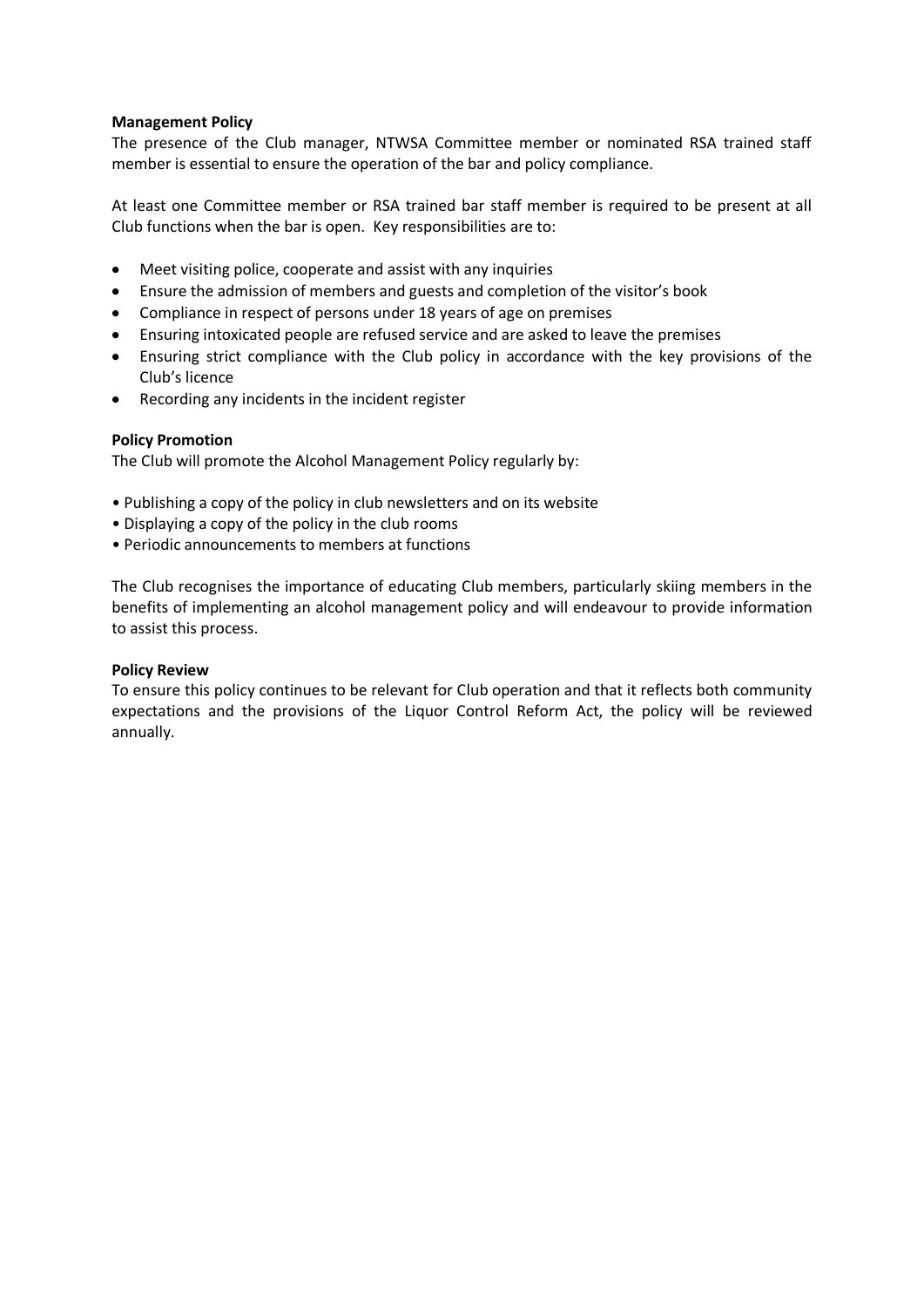**Management Policy**

The presence of the Club manager, NTWSA Committee member or nominated RSA trained staff member is essential to ensure the operation of the bar and policy compliance.

At least one Committee member or RSA trained bar staff member is required to be present at all Club functions when the bar is open. Key responsibilities are to:

- Meet visiting police, cooperate and assist with any inquiries
- Ensure the admission of members and guests and completion of the visitor's book
- Compliance in respect of persons under 18 years of age on premises
- Ensuring intoxicated people are refused service and are asked to leave the premises
- Ensuring strict compliance with the Club policy in accordance with the key provisions of the Club's licence
- Recording any incidents in the incident register

**Policy Promotion**

The Club will promote the Alcohol Management Policy regularly by:

- Publishing a copy of the policy in club newsletters and on its website
- Displaying a copy of the policy in the club rooms
- Periodic announcements to members at functions

The Club recognises the importance of educating Club members, particularly skiing members in the benefits of implementing an alcohol management policy and will endeavour to provide information to assist this process.

**Policy Review**

To ensure this policy continues to be relevant for Club operation and that it reflects both community expectations and the provisions of the Liquor Control Reform Act, the policy will be reviewed annually.